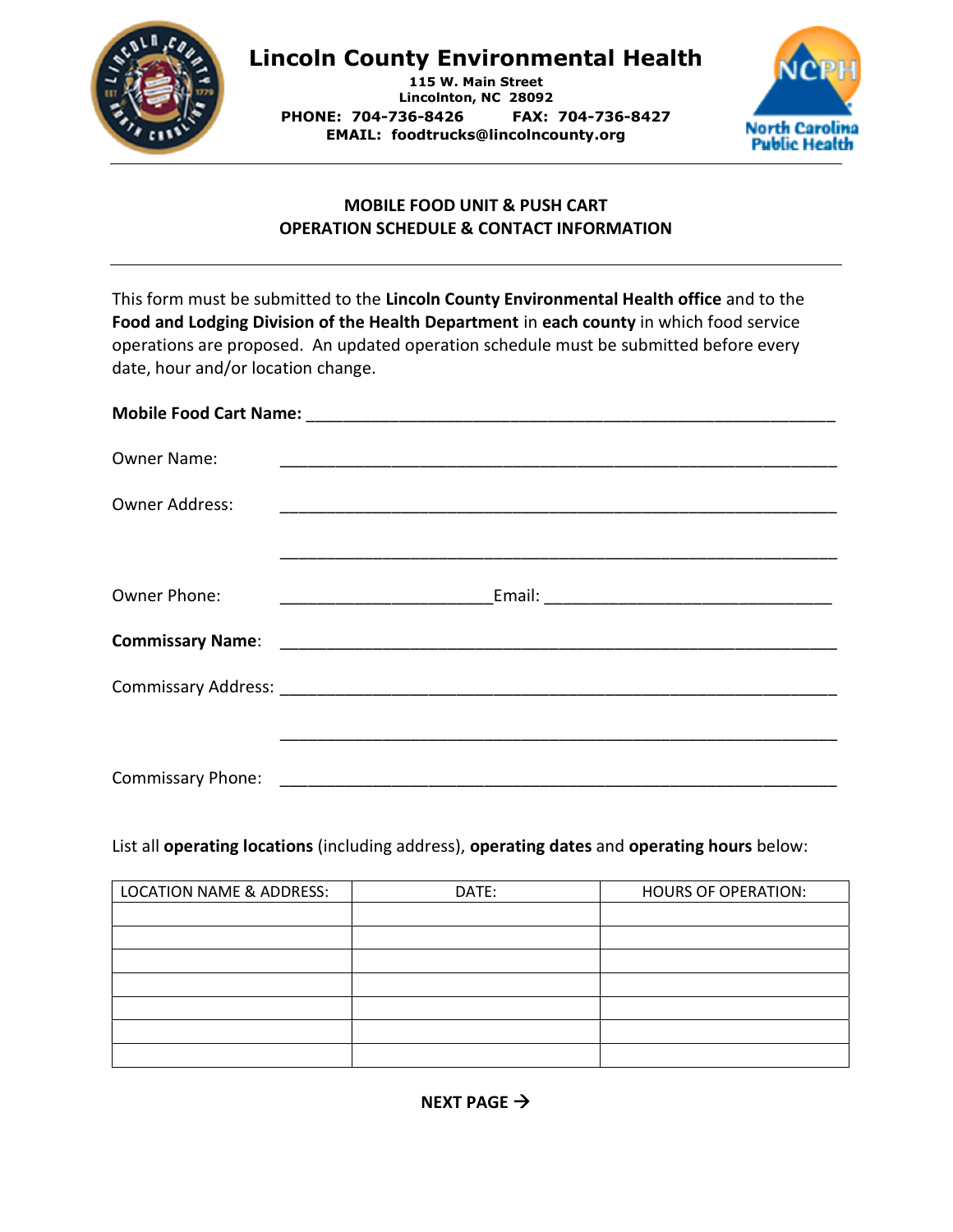# Lincoln County Environmental Health

**115 W. Main Street**
**Lincolnton, NC 28092**
**PHONE: 704-736-8426 FAX: 704-736-8427**
**EMAIL: foodtrucks@lincolncounty.org**

North Carolina Public Health

---

## MOBILE FOOD UNIT & PUSH CART
## OPERATION SCHEDULE & CONTACT INFORMATION

---

This form must be submitted to the **Lincoln County Environmental Health office** and to the **Food and Lodging Division of the Health Department** in **each county** in which food service operations are proposed. An updated operation schedule must be submitted before every date, hour and/or location change.

**Mobile Food Cart Name:** ____________________________________________

Owner Name: ____________________________________________

Owner Address: ____________________________________________

____________________________________________

Owner Phone: ____________________ Email: ____________________________

**Commissary Name**: ____________________________________________

Commissary Address: ____________________________________________

____________________________________________

Commissary Phone: ____________________________________________

List all **operating locations** (including address), **operating dates** and **operating hours** below:

| LOCATION NAME & ADDRESS: | DATE: | HOURS OF OPERATION: |
|---|---|---|
| | | |
| | | |
| | | |
| | | |
| | | |
| | | |
| | | |

**NEXT PAGE →**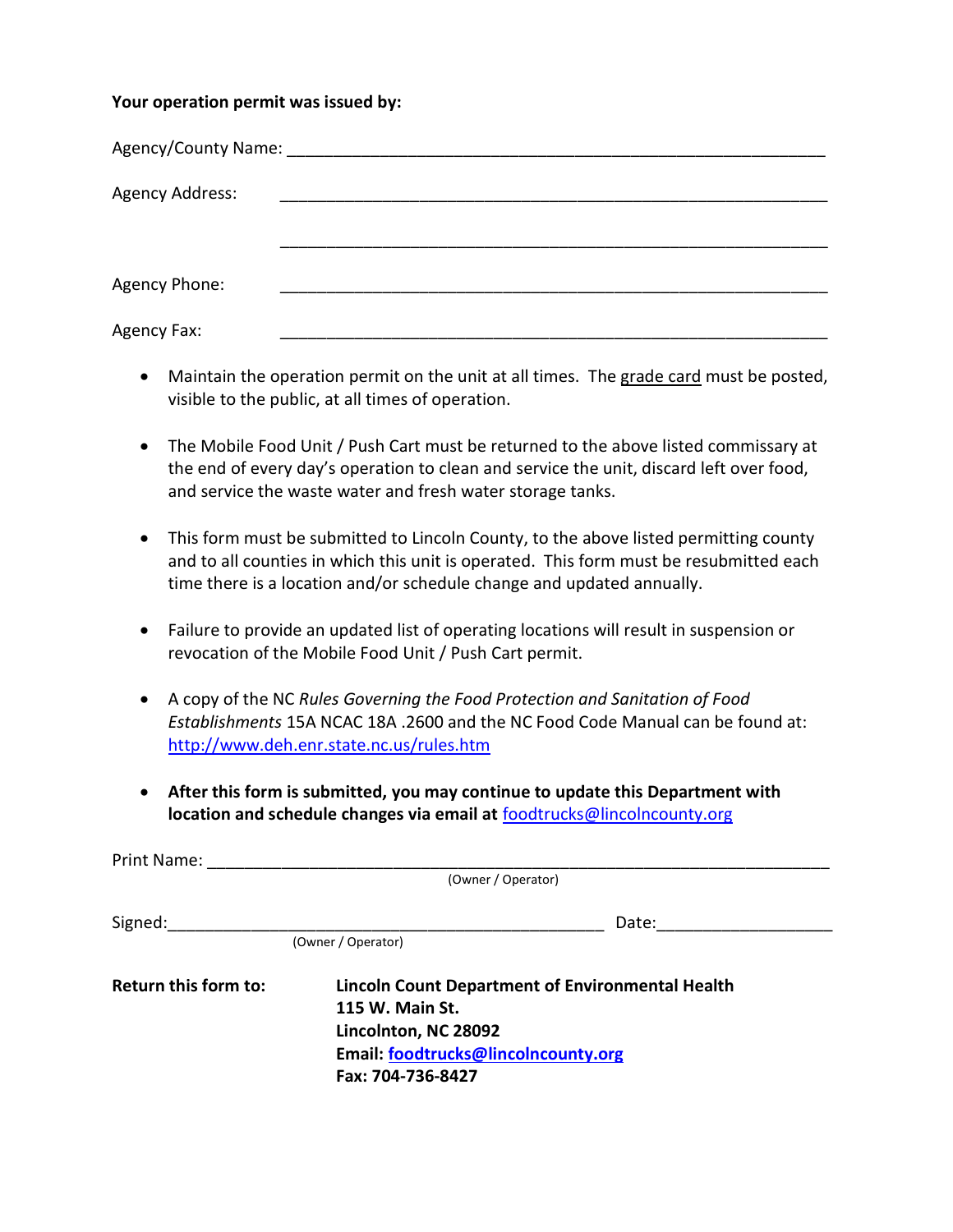**Your operation permit was issued by:**

Agency/County Name: ____________________________________________________________

Agency Address: ____________________________________________________________

____________________________________________________________

Agency Phone: ____________________________________________________________

Agency Fax: ____________________________________________________________

- Maintain the operation permit on the unit at all times. The grade card must be posted, visible to the public, at all times of operation.
- The Mobile Food Unit / Push Cart must be returned to the above listed commissary at the end of every day's operation to clean and service the unit, discard left over food, and service the waste water and fresh water storage tanks.
- This form must be submitted to Lincoln County, to the above listed permitting county and to all counties in which this unit is operated. This form must be resubmitted each time there is a location and/or schedule change and updated annually.
- Failure to provide an updated list of operating locations will result in suspension or revocation of the Mobile Food Unit / Push Cart permit.
- A copy of the NC *Rules Governing the Food Protection and Sanitation of Food Establishments* 15A NCAC 18A .2600 and the NC Food Code Manual can be found at: http://www.deh.enr.state.nc.us/rules.htm
- **After this form is submitted, you may continue to update this Department with location and schedule changes via email at** foodtrucks@lincolncounty.org

Print Name: ______________________________________________________________________
(Owner / Operator)

Signed:_______________________________________________ Date:__________________
(Owner / Operator)

**Return this form to:**

**Lincoln Count Department of Environmental Health**
**115 W. Main St.**
**Lincolnton, NC 28092**
**Email: foodtrucks@lincolncounty.org**
**Fax: 704-736-8427**